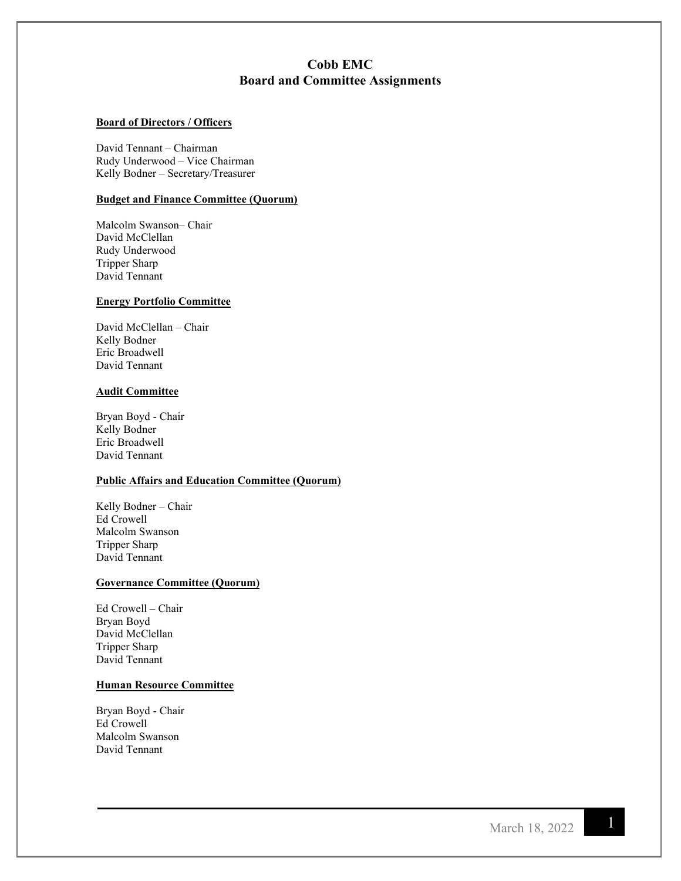# Cobb EMC
## Board and Committee Assignments

**Board of Directors / Officers**

David Tennant – Chairman
Rudy Underwood – Vice Chairman
Kelly Bodner – Secretary/Treasurer

**Budget and Finance Committee (Quorum)**

Malcolm Swanson– Chair
David McClellan
Rudy Underwood
Tripper Sharp
David Tennant

**Energy Portfolio Committee**

David McClellan – Chair
Kelly Bodner
Eric Broadwell
David Tennant

**Audit Committee**

Bryan Boyd - Chair
Kelly Bodner
Eric Broadwell
David Tennant

**Public Affairs and Education Committee (Quorum)**

Kelly Bodner – Chair
Ed Crowell
Malcolm Swanson
Tripper Sharp
David Tennant

**Governance Committee (Quorum)**

Ed Crowell – Chair
Bryan Boyd
David McClellan
Tripper Sharp
David Tennant

**Human Resource Committee**

Bryan Boyd - Chair
Ed Crowell
Malcolm Swanson
David Tennant

March 18, 2022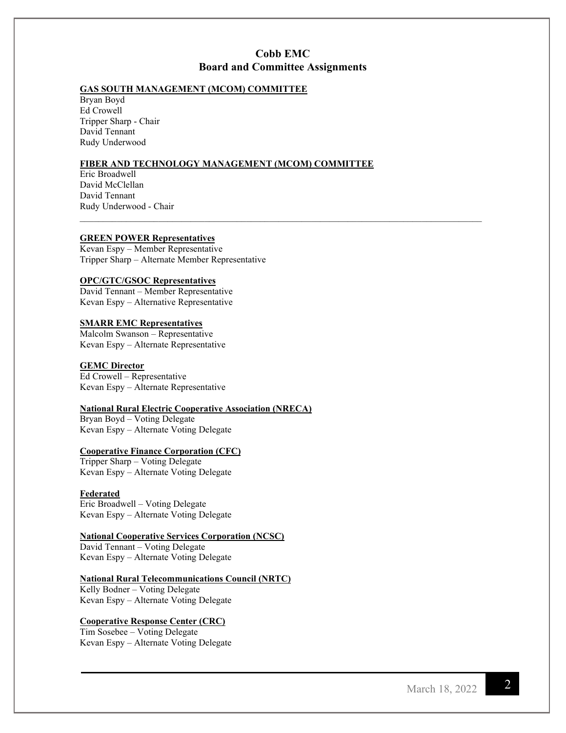# Cobb EMC
## Board and Committee Assignments

**GAS SOUTH MANAGEMENT (MCOM) COMMITTEE**

Bryan Boyd
Ed Crowell
Tripper Sharp - Chair
David Tennant
Rudy Underwood

**FIBER AND TECHNOLOGY MANAGEMENT (MCOM) COMMITTEE**

Eric Broadwell
David McClellan
David Tennant
Rudy Underwood - Chair

---

**GREEN POWER Representatives**

Kevan Espy – Member Representative
Tripper Sharp – Alternate Member Representative

**OPC/GTC/GSOC Representatives**

David Tennant – Member Representative
Kevan Espy – Alternative Representative

**SMARR EMC Representatives**

Malcolm Swanson – Representative
Kevan Espy – Alternate Representative

**GEMC Director**

Ed Crowell – Representative
Kevan Espy – Alternate Representative

**National Rural Electric Cooperative Association (NRECA)**

Bryan Boyd – Voting Delegate
Kevan Espy – Alternate Voting Delegate

**Cooperative Finance Corporation (CFC)**

Tripper Sharp – Voting Delegate
Kevan Espy – Alternate Voting Delegate

**Federated**

Eric Broadwell – Voting Delegate
Kevan Espy – Alternate Voting Delegate

**National Cooperative Services Corporation (NCSC)**

David Tennant – Voting Delegate
Kevan Espy – Alternate Voting Delegate

**National Rural Telecommunications Council (NRTC)**

Kelly Bodner – Voting Delegate
Kevan Espy – Alternate Voting Delegate

**Cooperative Response Center (CRC)**

Tim Sosebee – Voting Delegate
Kevan Espy – Alternate Voting Delegate

March 18, 2022